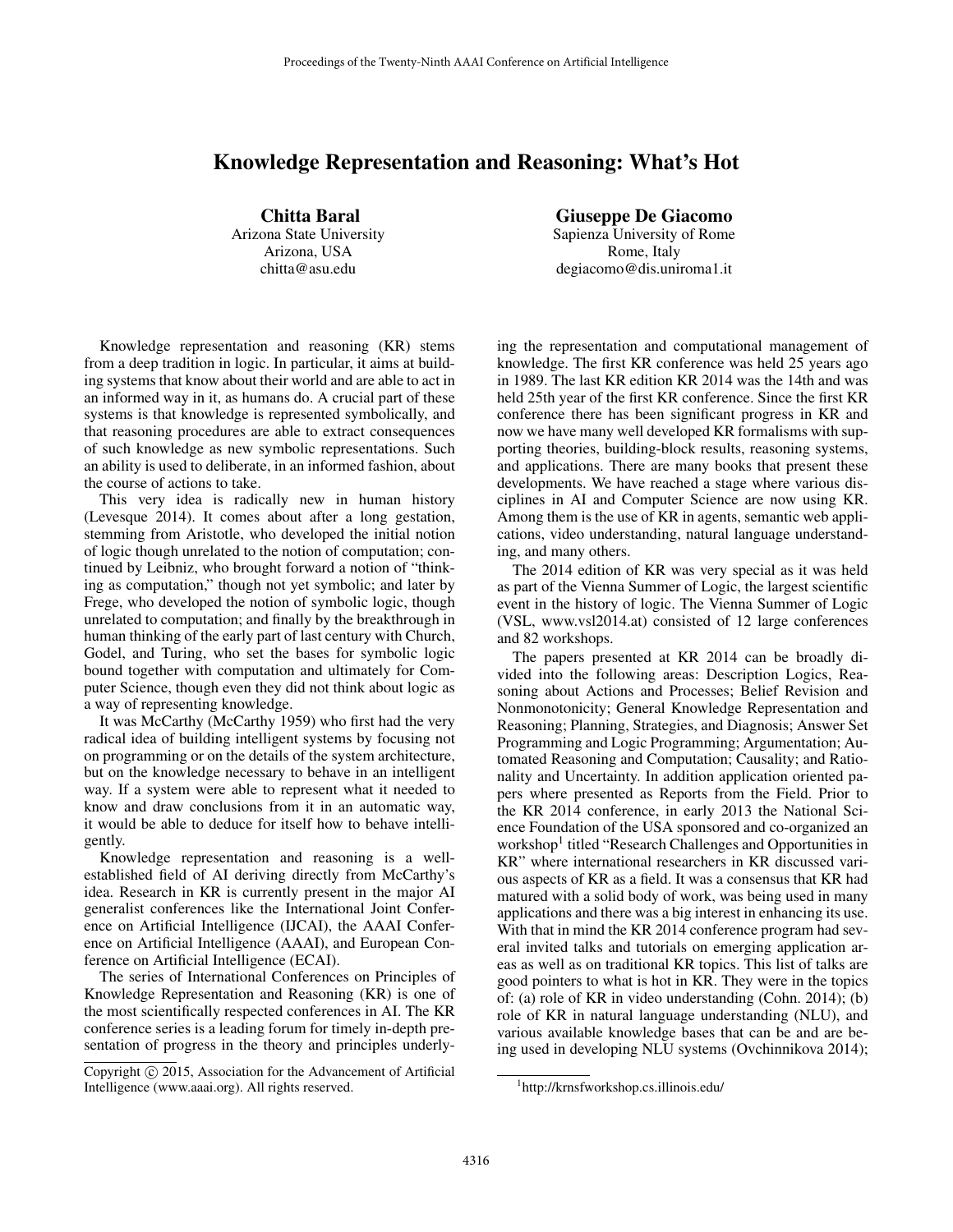# Knowledge Representation and Reasoning: What's Hot

**Chitta Baral**
Arizona State University
Arizona, USA
chitta@asu.edu

**Giuseppe De Giacomo**
Sapienza University of Rome
Rome, Italy
degiacomo@dis.uniroma1.it

Knowledge representation and reasoning (KR) stems from a deep tradition in logic. In particular, it aims at building systems that know about their world and are able to act in an informed way in it, as humans do. A crucial part of these systems is that knowledge is represented symbolically, and that reasoning procedures are able to extract consequences of such knowledge as new symbolic representations. Such an ability is used to deliberate, in an informed fashion, about the course of actions to take.

This very idea is radically new in human history (Levesque 2014). It comes about after a long gestation, stemming from Aristotle, who developed the initial notion of logic though unrelated to the notion of computation; continued by Leibniz, who brought forward a notion of "thinking as computation," though not yet symbolic; and later by Frege, who developed the notion of symbolic logic, though unrelated to computation; and finally by the breakthrough in human thinking of the early part of last century with Church, Godel, and Turing, who set the bases for symbolic logic bound together with computation and ultimately for Computer Science, though even they did not think about logic as a way of representing knowledge.

It was McCarthy (McCarthy 1959) who first had the very radical idea of building intelligent systems by focusing not on programming or on the details of the system architecture, but on the knowledge necessary to behave in an intelligent way. If a system were able to represent what it needed to know and draw conclusions from it in an automatic way, it would be able to deduce for itself how to behave intelligently.

Knowledge representation and reasoning is a well-established field of AI deriving directly from McCarthy's idea. Research in KR is currently present in the major AI generalist conferences like the International Joint Conference on Artificial Intelligence (IJCAI), the AAAI Conference on Artificial Intelligence (AAAI), and European Conference on Artificial Intelligence (ECAI).

The series of International Conferences on Principles of Knowledge Representation and Reasoning (KR) is one of the most scientifically respected conferences in AI. The KR conference series is a leading forum for timely in-depth presentation of progress in the theory and principles underlying the representation and computational management of knowledge. The first KR conference was held 25 years ago in 1989. The last KR edition KR 2014 was the 14th and was held 25th year of the first KR conference. Since the first KR conference there has been significant progress in KR and now we have many well developed KR formalisms with supporting theories, building-block results, reasoning systems, and applications. There are many books that present these developments. We have reached a stage where various disciplines in AI and Computer Science are now using KR. Among them is the use of KR in agents, semantic web applications, video understanding, natural language understanding, and many others.

The 2014 edition of KR was very special as it was held as part of the Vienna Summer of Logic, the largest scientific event in the history of logic. The Vienna Summer of Logic (VSL, www.vsl2014.at) consisted of 12 large conferences and 82 workshops.

The papers presented at KR 2014 can be broadly divided into the following areas: Description Logics, Reasoning about Actions and Processes; Belief Revision and Nonmonotonicity; General Knowledge Representation and Reasoning; Planning, Strategies, and Diagnosis; Answer Set Programming and Logic Programming; Argumentation; Automated Reasoning and Computation; Causality; and Rationality and Uncertainty. In addition application oriented papers where presented as Reports from the Field. Prior to the KR 2014 conference, in early 2013 the National Science Foundation of the USA sponsored and co-organized an workshop[1] titled "Research Challenges and Opportunities in KR" where international researchers in KR discussed various aspects of KR as a field. It was a consensus that KR had matured with a solid body of work, was being used in many applications and there was a big interest in enhancing its use. With that in mind the KR 2014 conference program had several invited talks and tutorials on emerging application areas as well as on traditional KR topics. This list of talks are good pointers to what is hot in KR. They were in the topics of: (a) role of KR in video understanding (Cohn. 2014); (b) role of KR in natural language understanding (NLU), and various available knowledge bases that can be and are being used in developing NLU systems (Ovchinnikova 2014);

Copyright © 2015, Association for the Advancement of Artificial Intelligence (www.aaai.org). All rights reserved.

[1] http://krnsfworkshop.cs.illinois.edu/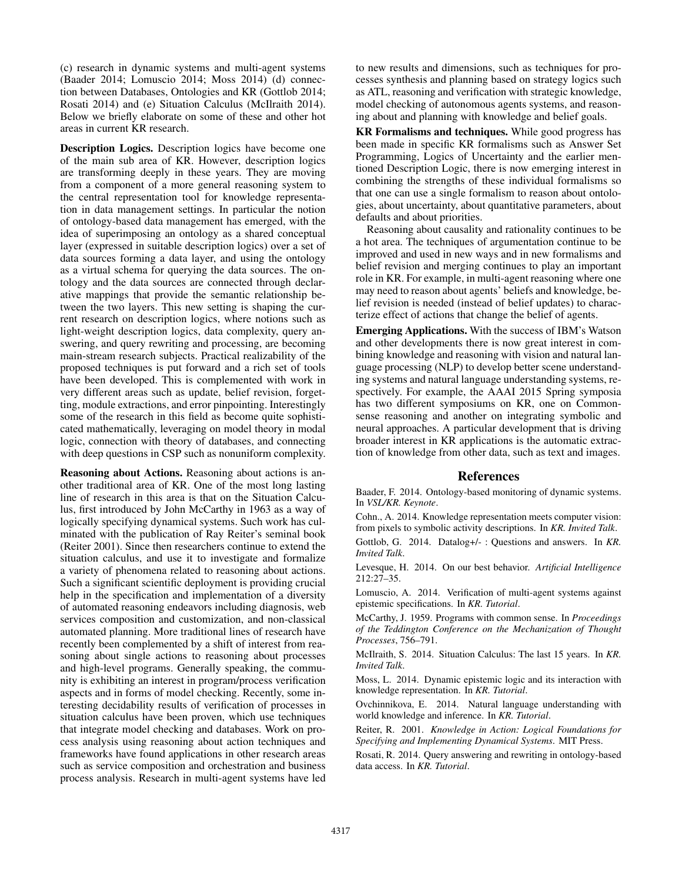(c) research in dynamic systems and multi-agent systems (Baader 2014; Lomuscio 2014; Moss 2014) (d) connection between Databases, Ontologies and KR (Gottlob 2014; Rosati 2014) and (e) Situation Calculus (McIlraith 2014). Below we briefly elaborate on some of these and other hot areas in current KR research.

**Description Logics.** Description logics have become one of the main sub area of KR. However, description logics are transforming deeply in these years. They are moving from a component of a more general reasoning system to the central representation tool for knowledge representation in data management settings. In particular the notion of ontology-based data management has emerged, with the idea of superimposing an ontology as a shared conceptual layer (expressed in suitable description logics) over a set of data sources forming a data layer, and using the ontology as a virtual schema for querying the data sources. The ontology and the data sources are connected through declarative mappings that provide the semantic relationship between the two layers. This new setting is shaping the current research on description logics, where notions such as light-weight description logics, data complexity, query answering, and query rewriting and processing, are becoming main-stream research subjects. Practical realizability of the proposed techniques is put forward and a rich set of tools have been developed. This is complemented with work in very different areas such as update, belief revision, forgetting, module extractions, and error pinpointing. Interestingly some of the research in this field as become quite sophisticated mathematically, leveraging on model theory in modal logic, connection with theory of databases, and connecting with deep questions in CSP such as nonuniform complexity.

**Reasoning about Actions.** Reasoning about actions is another traditional area of KR. One of the most long lasting line of research in this area is that on the Situation Calculus, first introduced by John McCarthy in 1963 as a way of logically specifying dynamical systems. Such work has culminated with the publication of Ray Reiter's seminal book (Reiter 2001). Since then researchers continue to extend the situation calculus, and use it to investigate and formalize a variety of phenomena related to reasoning about actions. Such a significant scientific deployment is providing crucial help in the specification and implementation of a diversity of automated reasoning endeavors including diagnosis, web services composition and customization, and non-classical automated planning. More traditional lines of research have recently been complemented by a shift of interest from reasoning about single actions to reasoning about processes and high-level programs. Generally speaking, the community is exhibiting an interest in program/process verification aspects and in forms of model checking. Recently, some interesting decidability results of verification of processes in situation calculus have been proven, which use techniques that integrate model checking and databases. Work on process analysis using reasoning about action techniques and frameworks have found applications in other research areas such as service composition and orchestration and business process analysis. Research in multi-agent systems have led to new results and dimensions, such as techniques for processes synthesis and planning based on strategy logics such as ATL, reasoning and verification with strategic knowledge, model checking of autonomous agents systems, and reasoning about and planning with knowledge and belief goals.

**KR Formalisms and techniques.** While good progress has been made in specific KR formalisms such as Answer Set Programming, Logics of Uncertainty and the earlier mentioned Description Logic, there is now emerging interest in combining the strengths of these individual formalisms so that one can use a single formalism to reason about ontologies, about uncertainty, about quantitative parameters, about defaults and about priorities.

Reasoning about causality and rationality continues to be a hot area. The techniques of argumentation continue to be improved and used in new ways and in new formalisms and belief revision and merging continues to play an important role in KR. For example, in multi-agent reasoning where one may need to reason about agents' beliefs and knowledge, belief revision is needed (instead of belief updates) to characterize effect of actions that change the belief of agents.

**Emerging Applications.** With the success of IBM's Watson and other developments there is now great interest in combining knowledge and reasoning with vision and natural language processing (NLP) to develop better scene understanding systems and natural language understanding systems, respectively. For example, the AAAI 2015 Spring symposia has two different symposiums on KR, one on Commonsense reasoning and another on integrating symbolic and neural approaches. A particular development that is driving broader interest in KR applications is the automatic extraction of knowledge from other data, such as text and images.

## References

Baader, F. 2014. Ontology-based monitoring of dynamic systems. In *VSL/KR. Keynote*.

Cohn., A. 2014. Knowledge representation meets computer vision: from pixels to symbolic activity descriptions. In *KR. Invited Talk*.

Gottlob, G. 2014. Datalog+/- : Questions and answers. In *KR. Invited Talk*.

Levesque, H. 2014. On our best behavior. *Artificial Intelligence* 212:27–35.

Lomuscio, A. 2014. Verification of multi-agent systems against epistemic specifications. In *KR. Tutorial*.

McCarthy, J. 1959. Programs with common sense. In *Proceedings of the Teddington Conference on the Mechanization of Thought Processes*, 756–791.

McIlraith, S. 2014. Situation Calculus: The last 15 years. In *KR. Invited Talk*.

Moss, L. 2014. Dynamic epistemic logic and its interaction with knowledge representation. In *KR. Tutorial*.

Ovchinnikova, E. 2014. Natural language understanding with world knowledge and inference. In *KR. Tutorial*.

Reiter, R. 2001. *Knowledge in Action: Logical Foundations for Specifying and Implementing Dynamical Systems*. MIT Press.

Rosati, R. 2014. Query answering and rewriting in ontology-based data access. In *KR. Tutorial*.